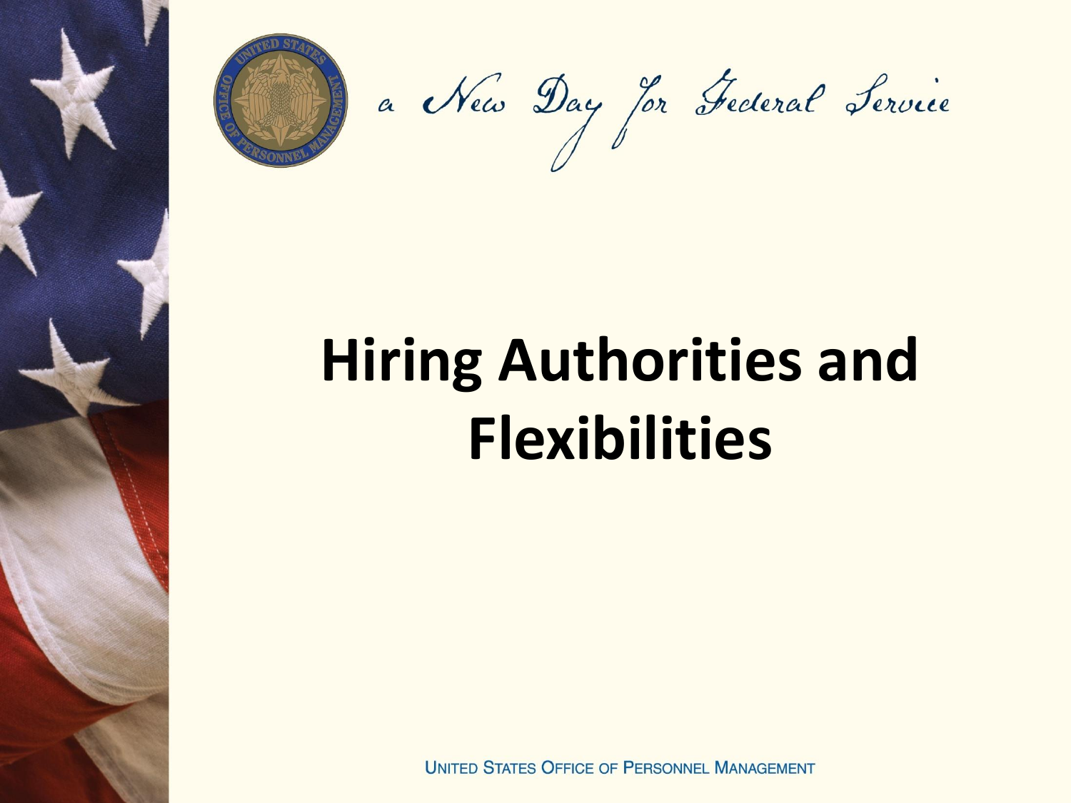a New Day for Federal Service

# Hiring Authorities and Flexibilities

UNITED STATES OFFICE OF PERSONNEL MANAGEMENT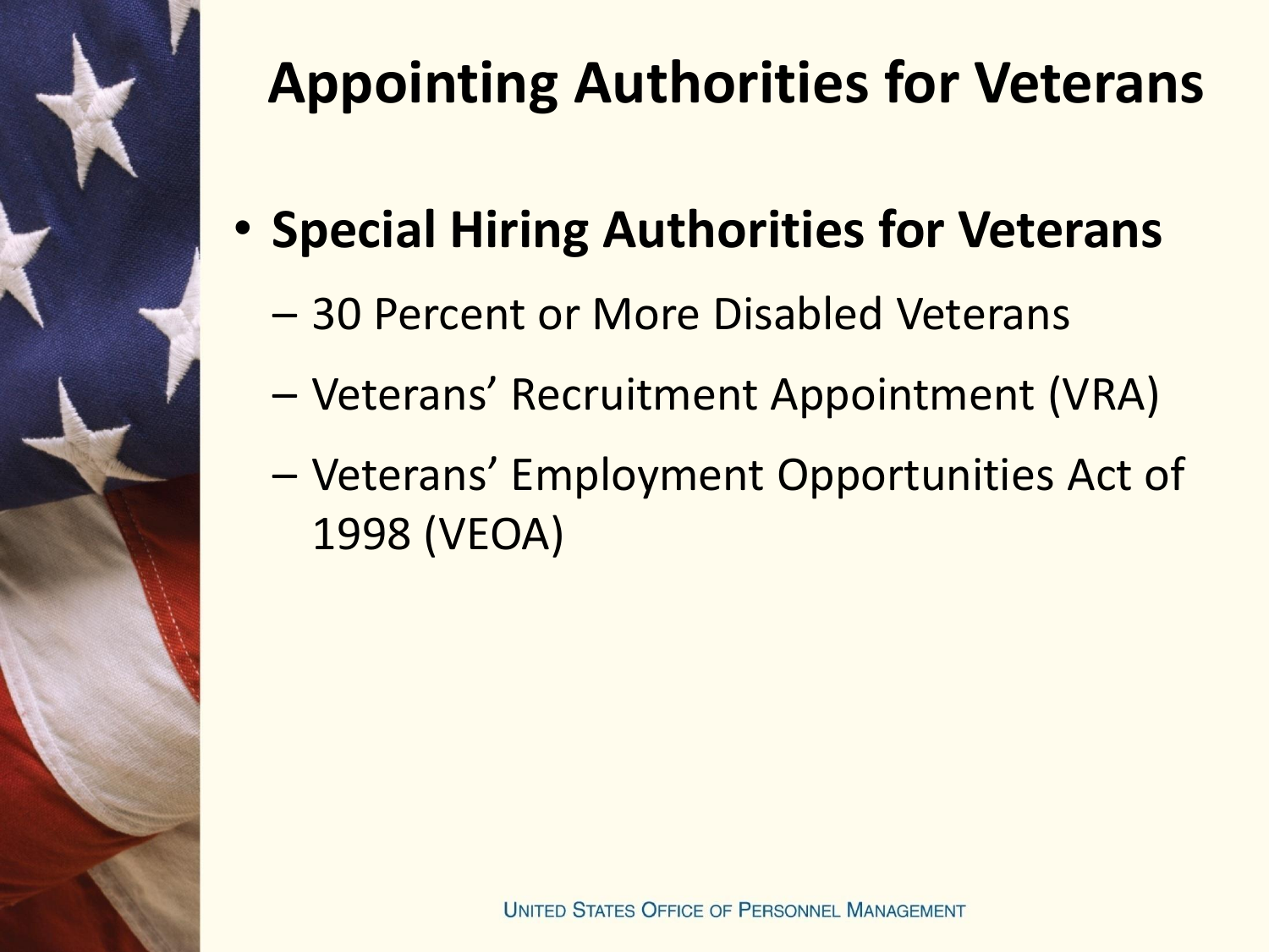# Appointing Authorities for Veterans

- **Special Hiring Authorities for Veterans**
  - 30 Percent or More Disabled Veterans
  - Veterans' Recruitment Appointment (VRA)
  - Veterans' Employment Opportunities Act of 1998 (VEOA)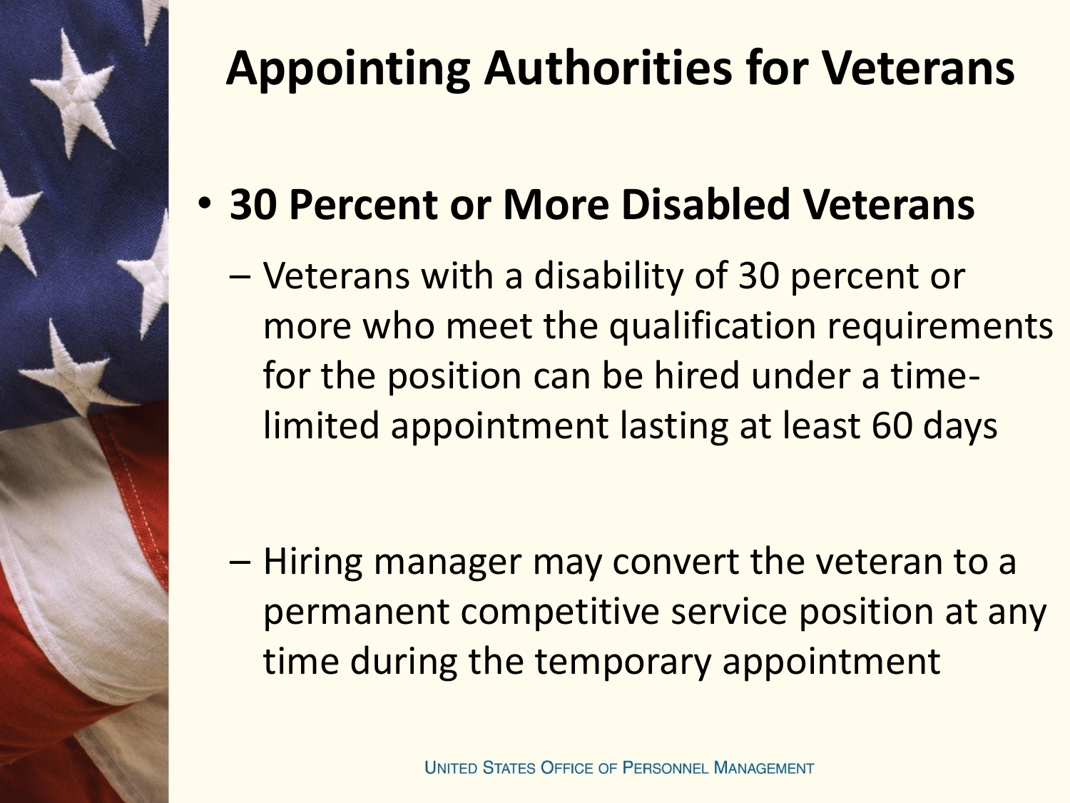# Appointing Authorities for Veterans

- **30 Percent or More Disabled Veterans**
  - Veterans with a disability of 30 percent or more who meet the qualification requirements for the position can be hired under a time-limited appointment lasting at least 60 days
  - Hiring manager may convert the veteran to a permanent competitive service position at any time during the temporary appointment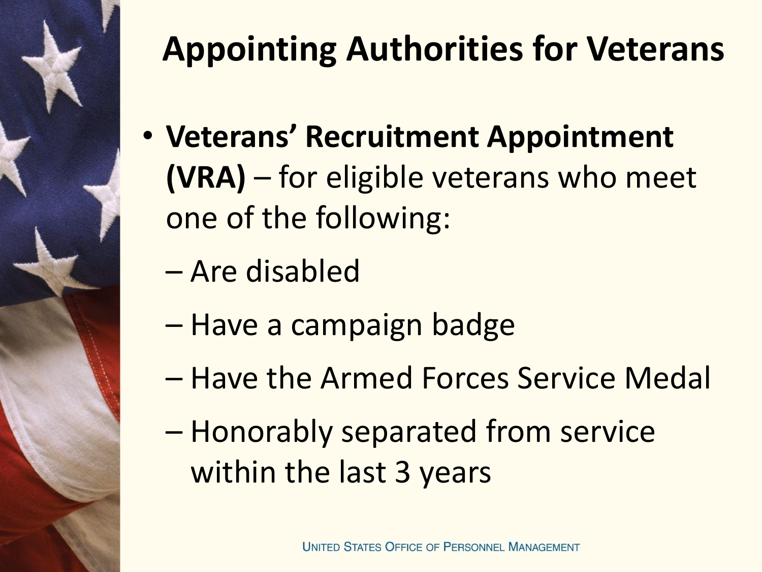# Appointing Authorities for Veterans

- **Veterans' Recruitment Appointment (VRA)** – for eligible veterans who meet one of the following:
  - Are disabled
  - Have a campaign badge
  - Have the Armed Forces Service Medal
  - Honorably separated from service within the last 3 years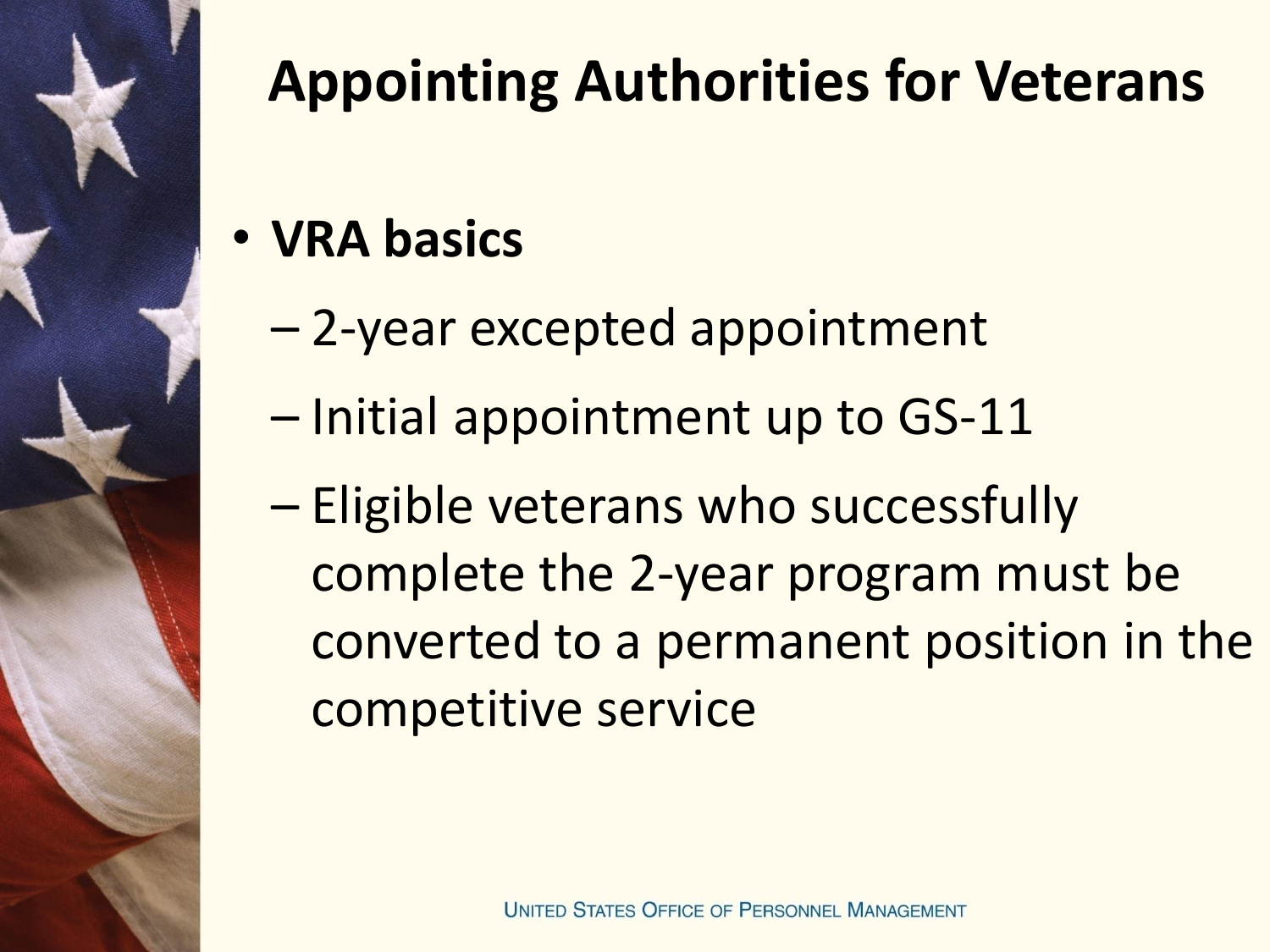# Appointing Authorities for Veterans

- **VRA basics**
  - 2-year excepted appointment
  - Initial appointment up to GS-11
  - Eligible veterans who successfully complete the 2-year program must be converted to a permanent position in the competitive service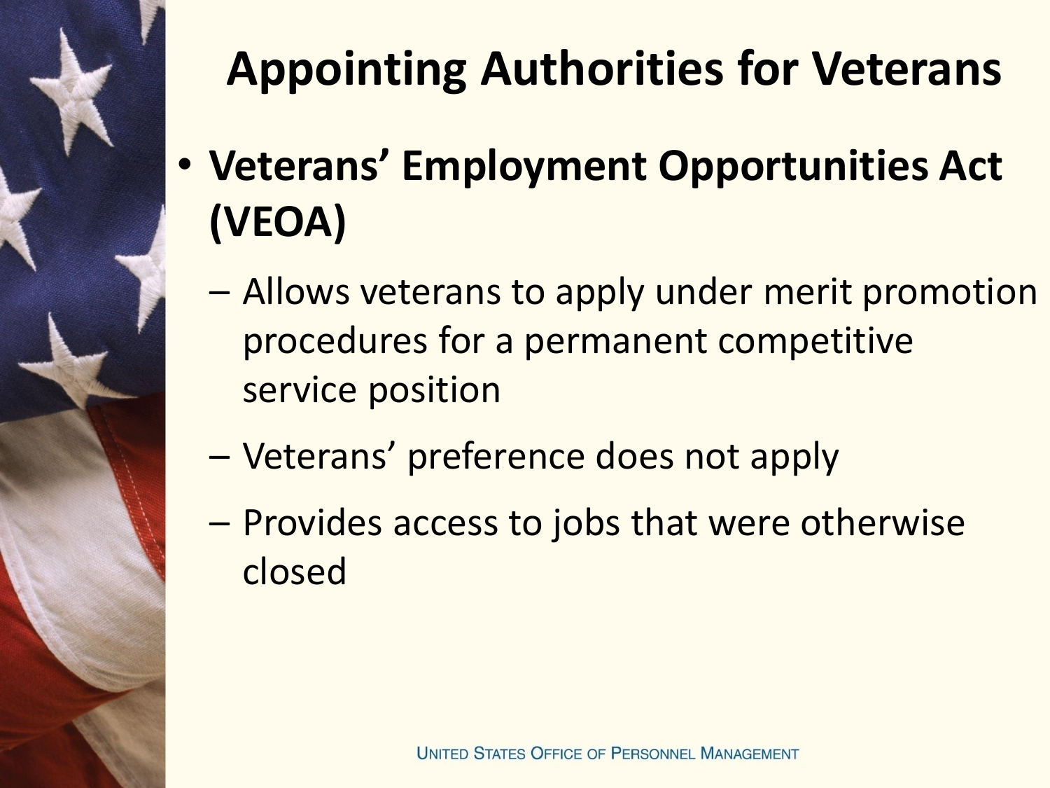# Appointing Authorities for Veterans

- **Veterans' Employment Opportunities Act (VEOA)**
  - Allows veterans to apply under merit promotion procedures for a permanent competitive service position
  - Veterans' preference does not apply
  - Provides access to jobs that were otherwise closed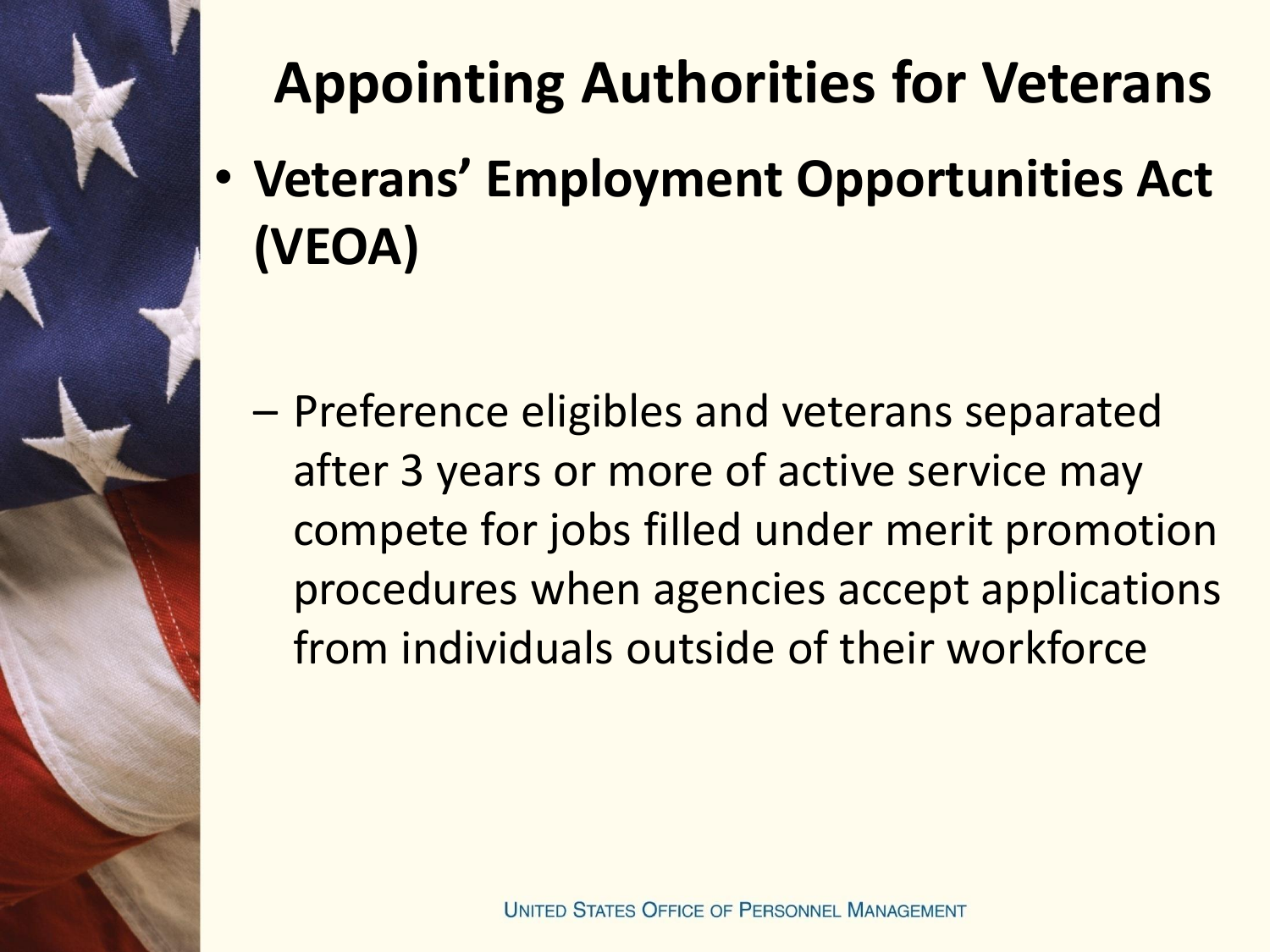# Appointing Authorities for Veterans

- **Veterans' Employment Opportunities Act (VEOA)**
  - Preference eligibles and veterans separated after 3 years or more of active service may compete for jobs filled under merit promotion procedures when agencies accept applications from individuals outside of their workforce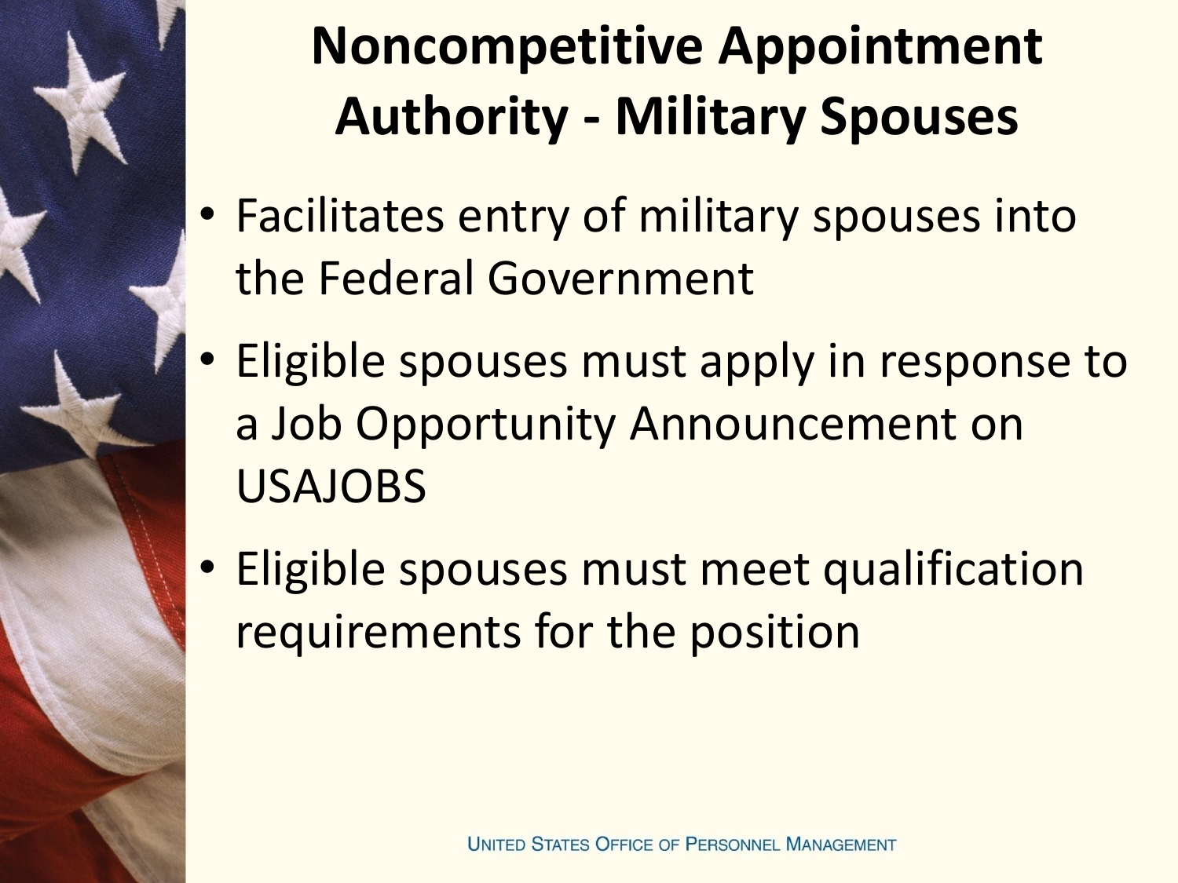# Noncompetitive Appointment Authority - Military Spouses

- Facilitates entry of military spouses into the Federal Government
- Eligible spouses must apply in response to a Job Opportunity Announcement on USAJOBS
- Eligible spouses must meet qualification requirements for the position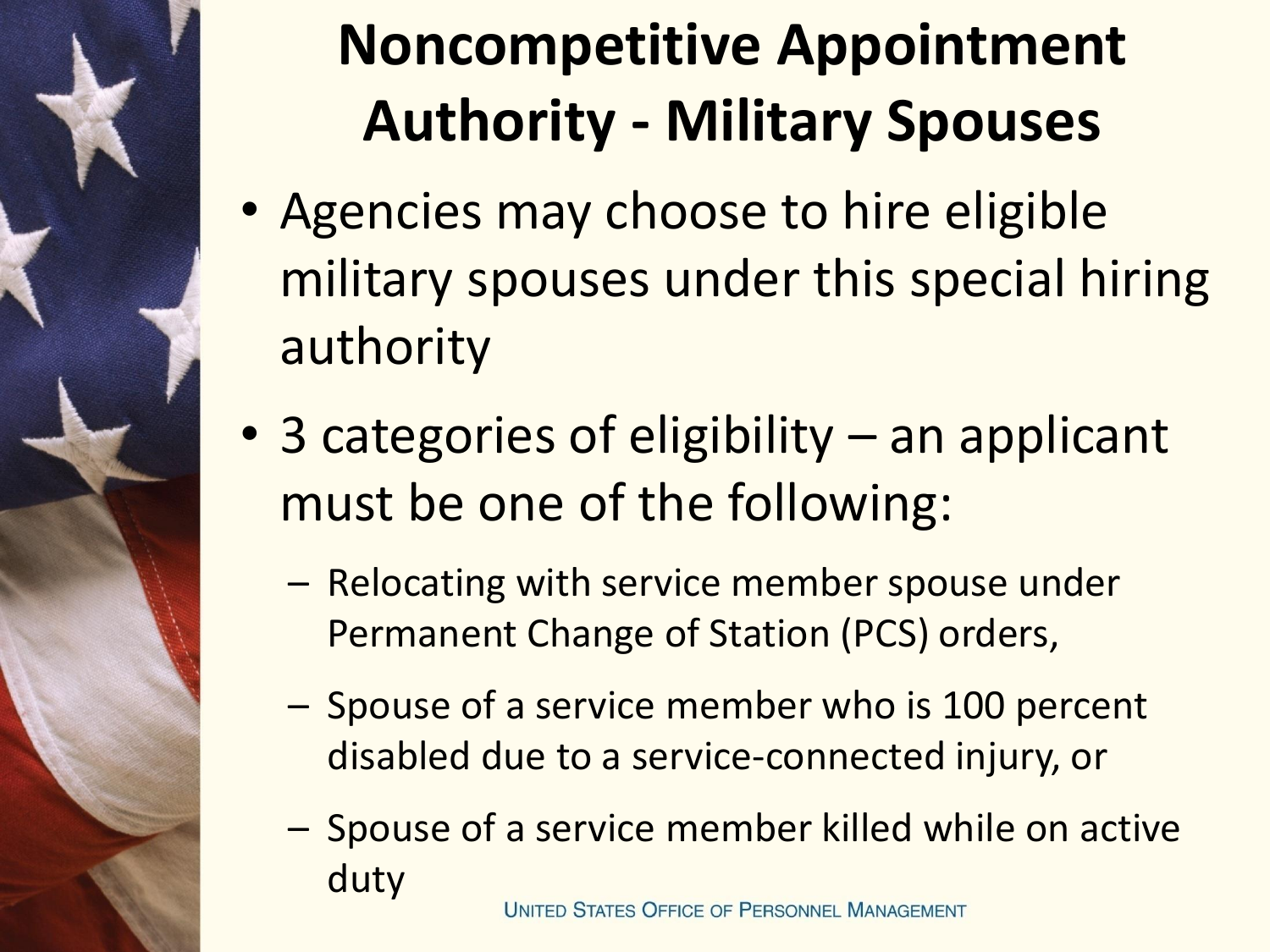# Noncompetitive Appointment Authority - Military Spouses

- Agencies may choose to hire eligible military spouses under this special hiring authority
- 3 categories of eligibility – an applicant must be one of the following:
  - Relocating with service member spouse under Permanent Change of Station (PCS) orders,
  - Spouse of a service member who is 100 percent disabled due to a service-connected injury, or
  - Spouse of a service member killed while on active duty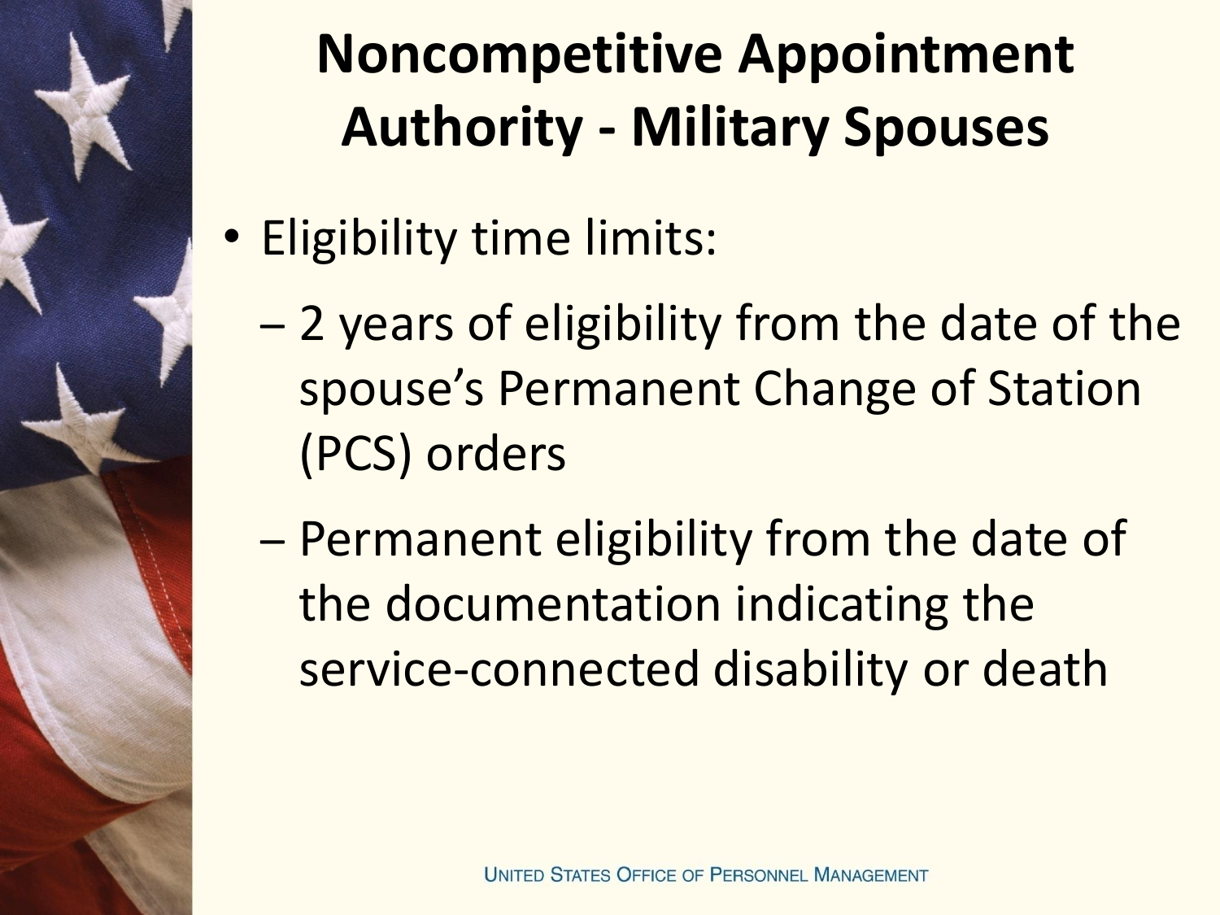# Noncompetitive Appointment Authority - Military Spouses

- Eligibility time limits:
  - 2 years of eligibility from the date of the spouse's Permanent Change of Station (PCS) orders
  - Permanent eligibility from the date of the documentation indicating the service-connected disability or death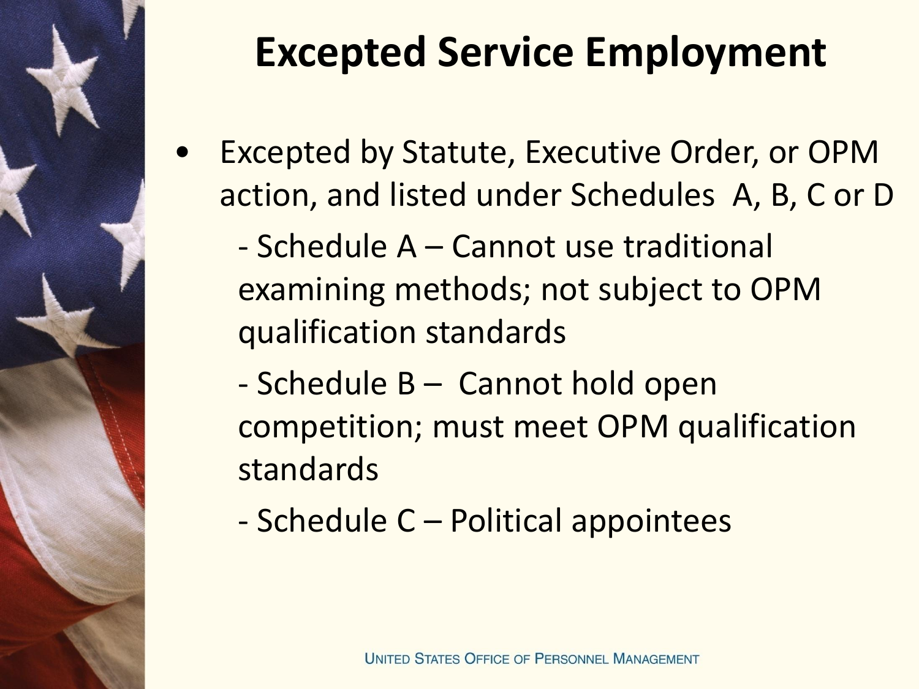# Excepted Service Employment

- Excepted by Statute, Executive Order, or OPM action, and listed under Schedules A, B, C or D
  - Schedule A – Cannot use traditional examining methods; not subject to OPM qualification standards
  - Schedule B – Cannot hold open competition; must meet OPM qualification standards
  - Schedule C – Political appointees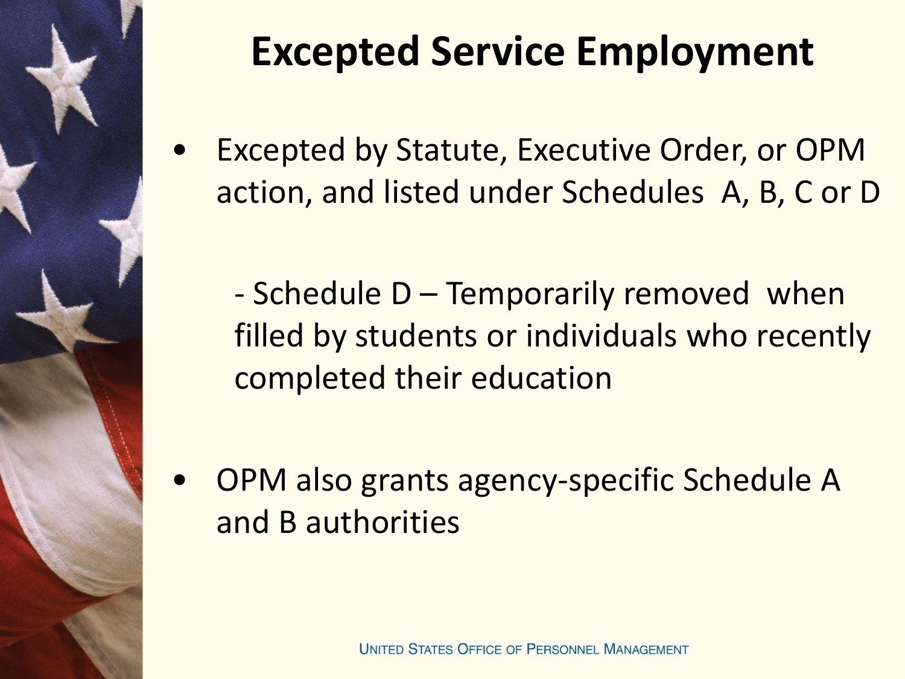# Excepted Service Employment

- Excepted by Statute, Executive Order, or OPM action, and listed under Schedules A, B, C or D

  - Schedule D – Temporarily removed when filled by students or individuals who recently completed their education

- OPM also grants agency-specific Schedule A and B authorities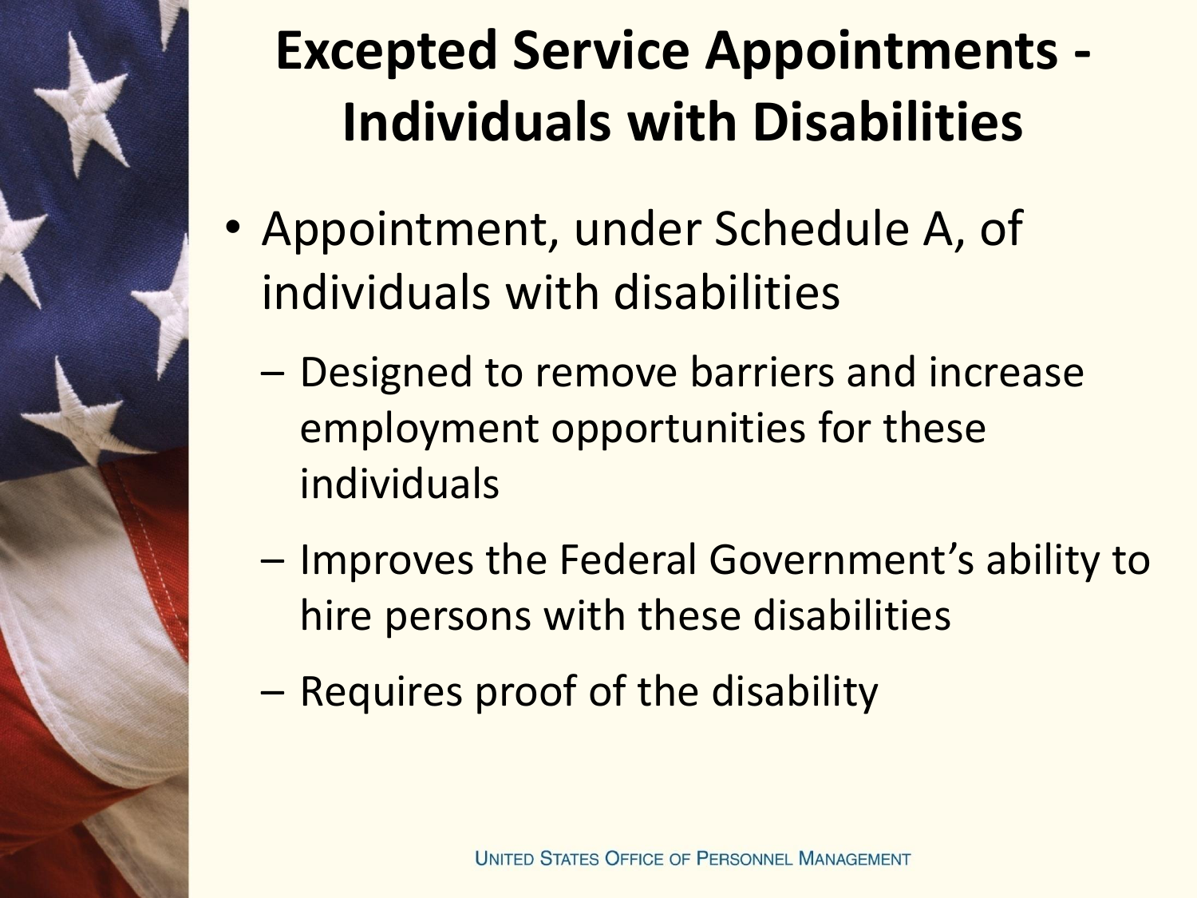# Excepted Service Appointments - Individuals with Disabilities

- Appointment, under Schedule A, of individuals with disabilities
  - Designed to remove barriers and increase employment opportunities for these individuals
  - Improves the Federal Government's ability to hire persons with these disabilities
  - Requires proof of the disability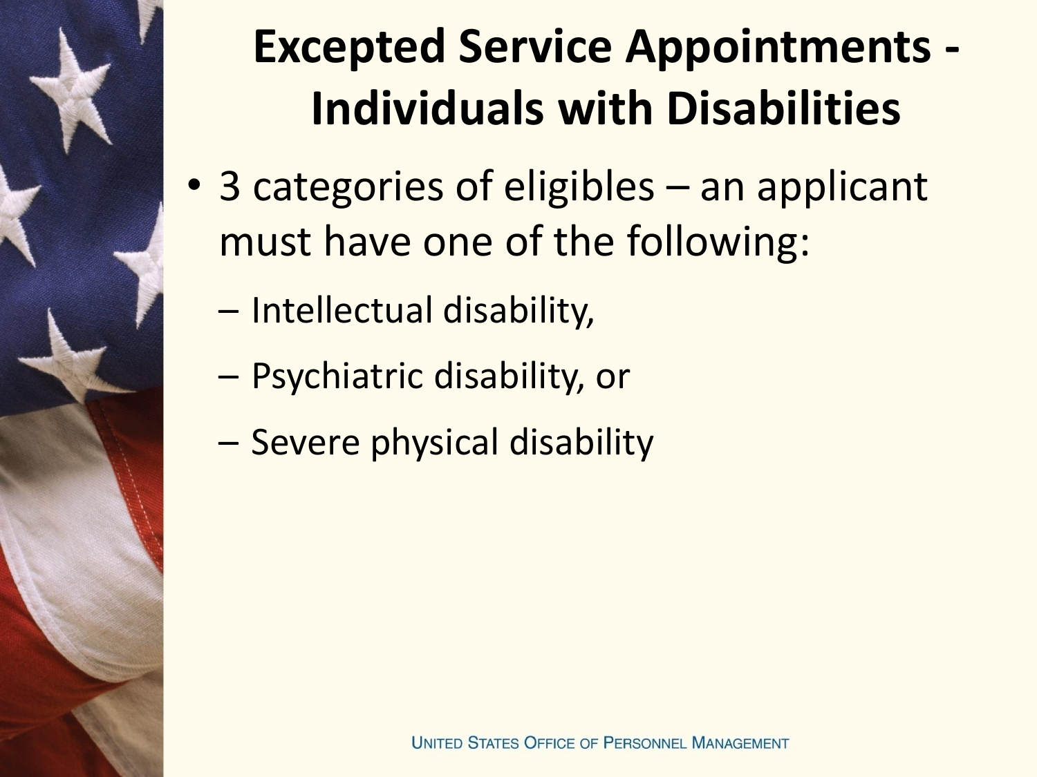# Excepted Service Appointments - Individuals with Disabilities

- 3 categories of eligibles – an applicant must have one of the following:
  - Intellectual disability,
  - Psychiatric disability, or
  - Severe physical disability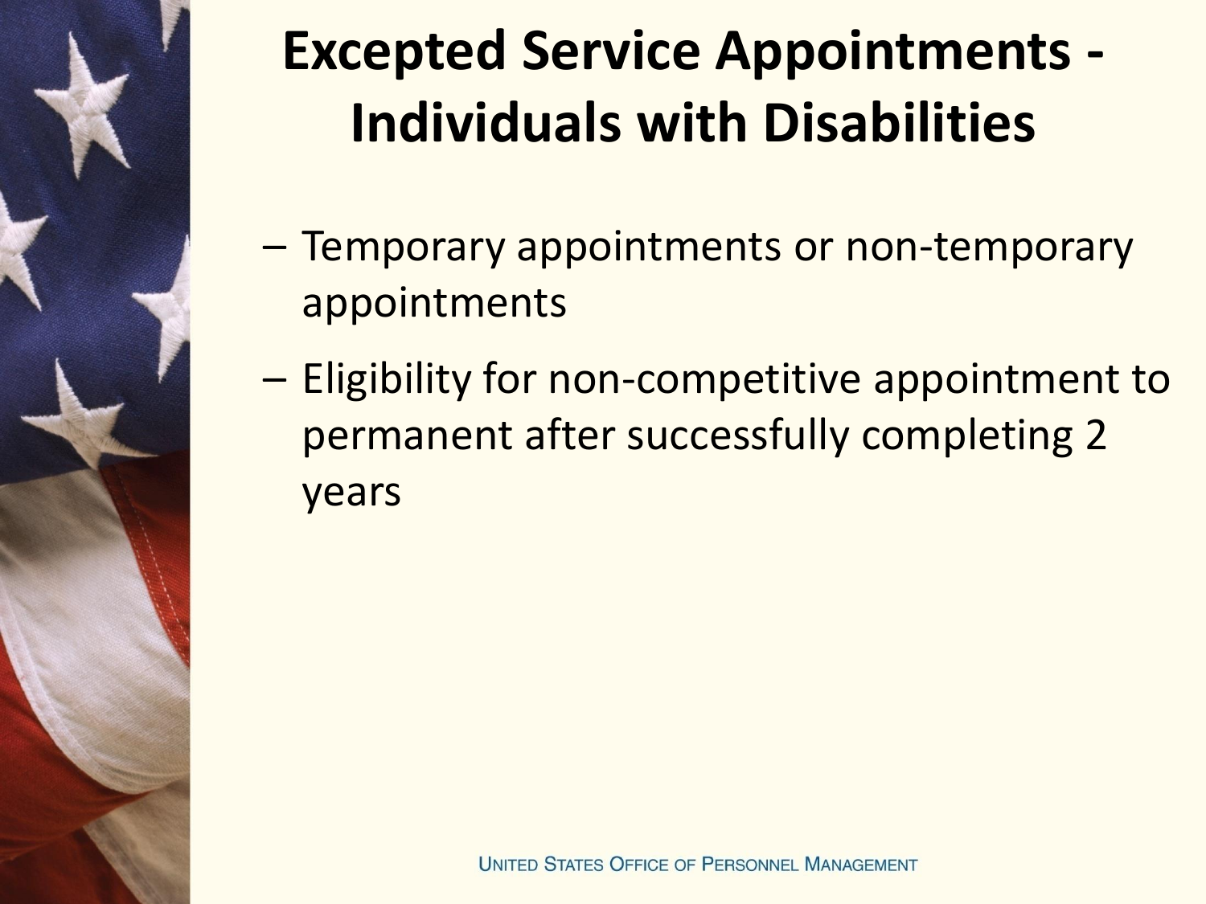# Excepted Service Appointments - Individuals with Disabilities

- Temporary appointments or non-temporary appointments
- Eligibility for non-competitive appointment to permanent after successfully completing 2 years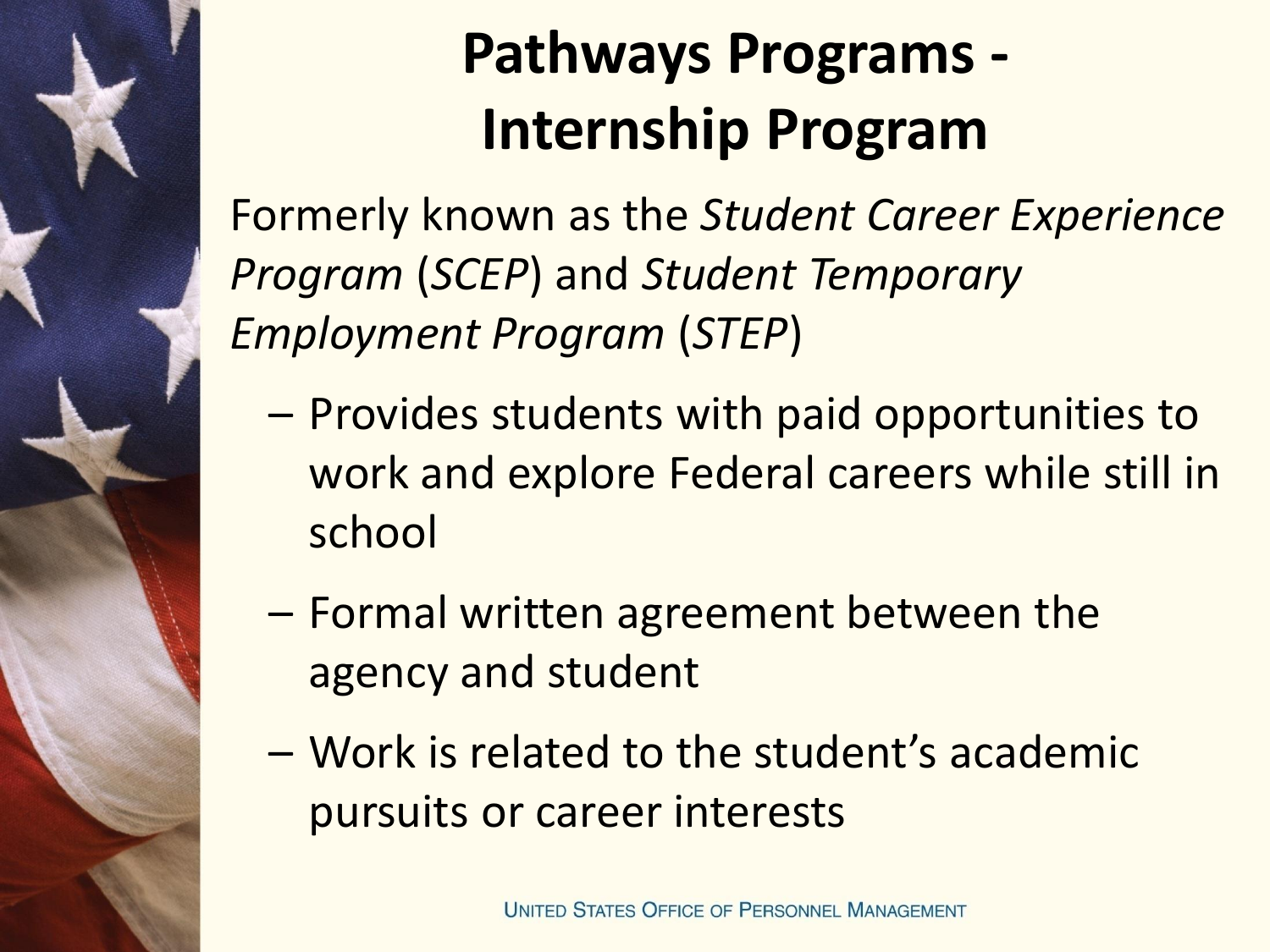# Pathways Programs - Internship Program

Formerly known as the *Student Career Experience Program* (*SCEP*) and *Student Temporary Employment Program* (*STEP*)

- Provides students with paid opportunities to work and explore Federal careers while still in school
- Formal written agreement between the agency and student
- Work is related to the student's academic pursuits or career interests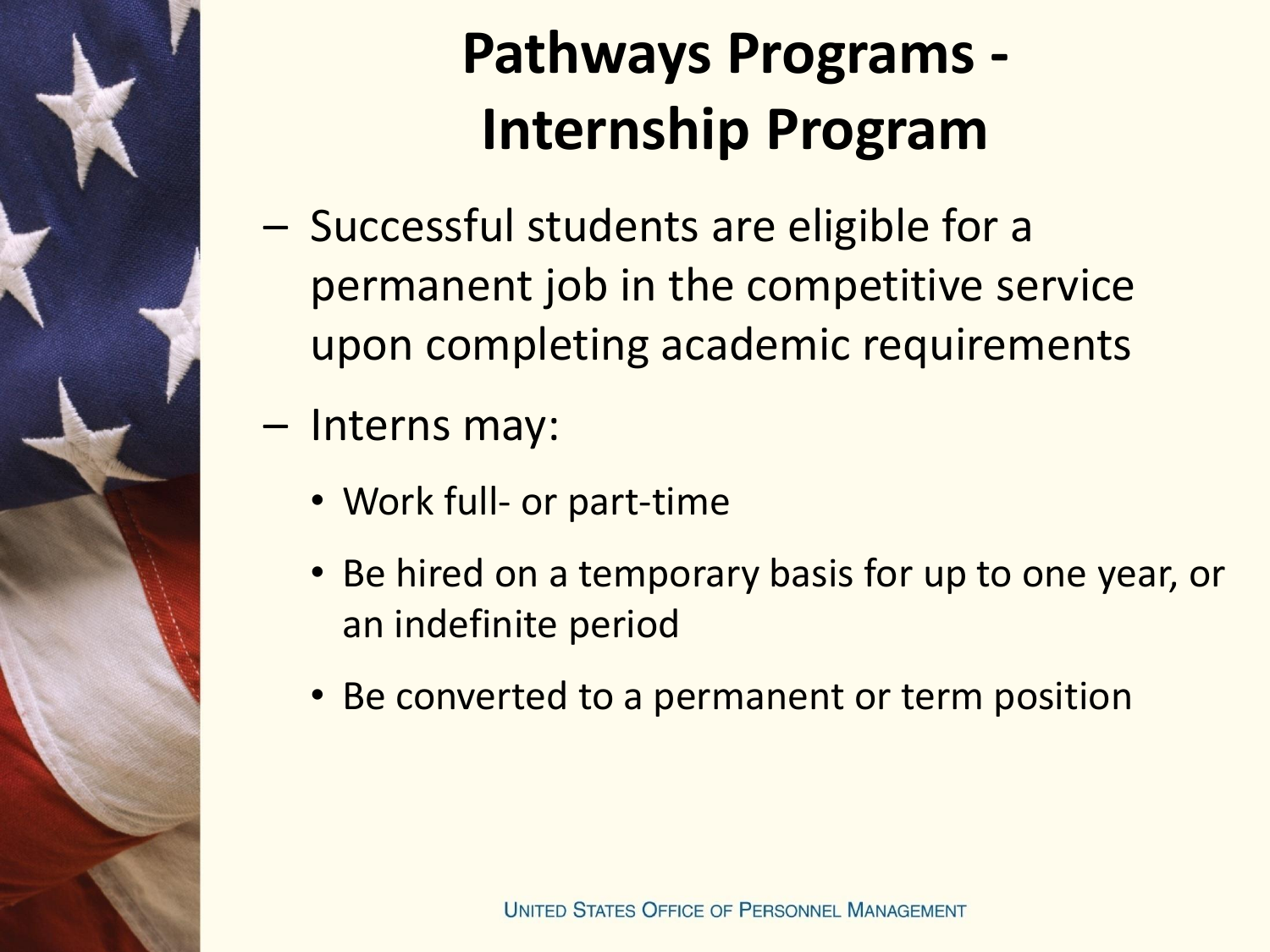# Pathways Programs - Internship Program

- Successful students are eligible for a permanent job in the competitive service upon completing academic requirements
- Interns may:
  - Work full- or part-time
  - Be hired on a temporary basis for up to one year, or an indefinite period
  - Be converted to a permanent or term position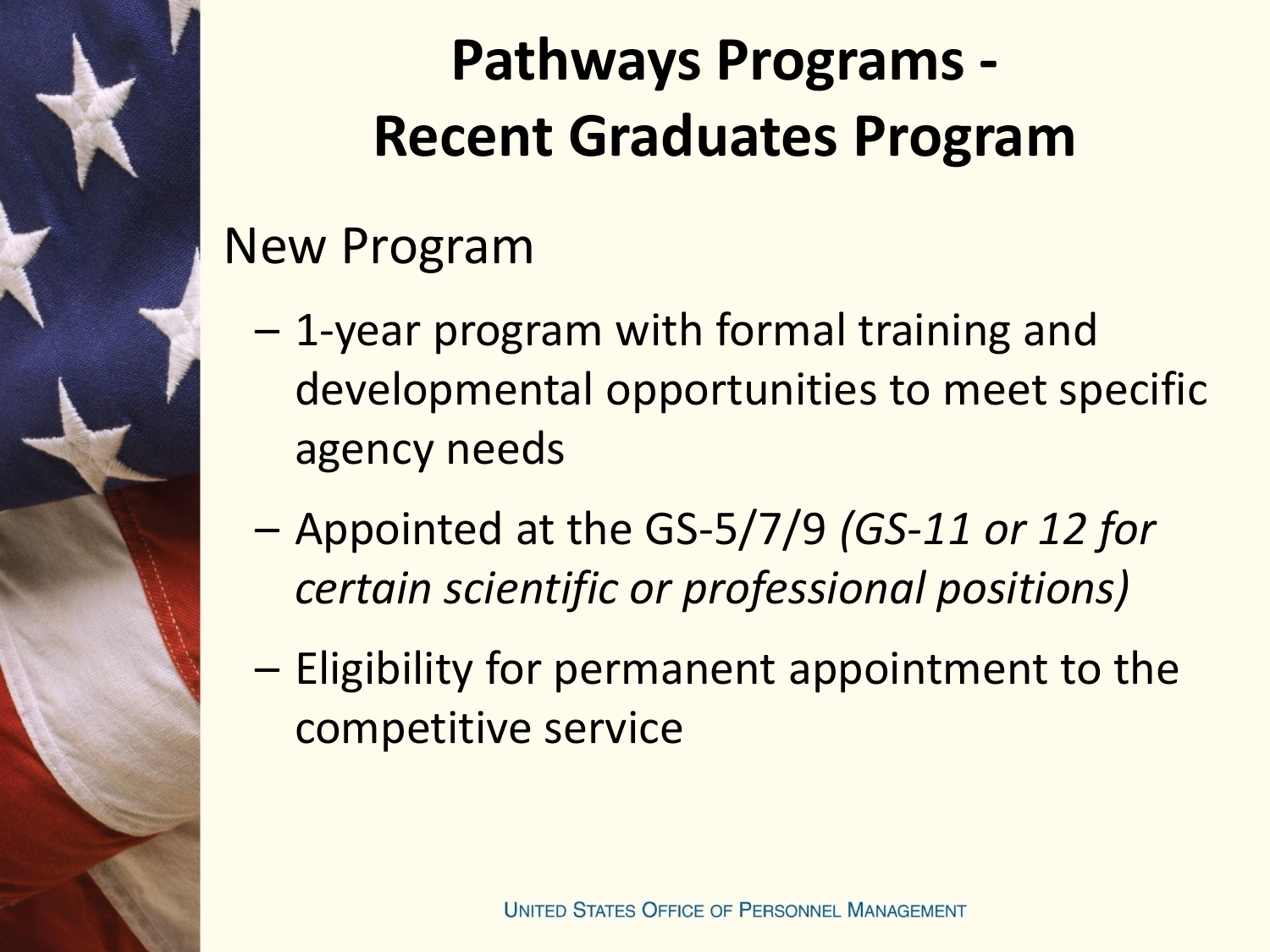# Pathways Programs - Recent Graduates Program

New Program

- 1-year program with formal training and developmental opportunities to meet specific agency needs
- Appointed at the GS-5/7/9 *(GS-11 or 12 for certain scientific or professional positions)*
- Eligibility for permanent appointment to the competitive service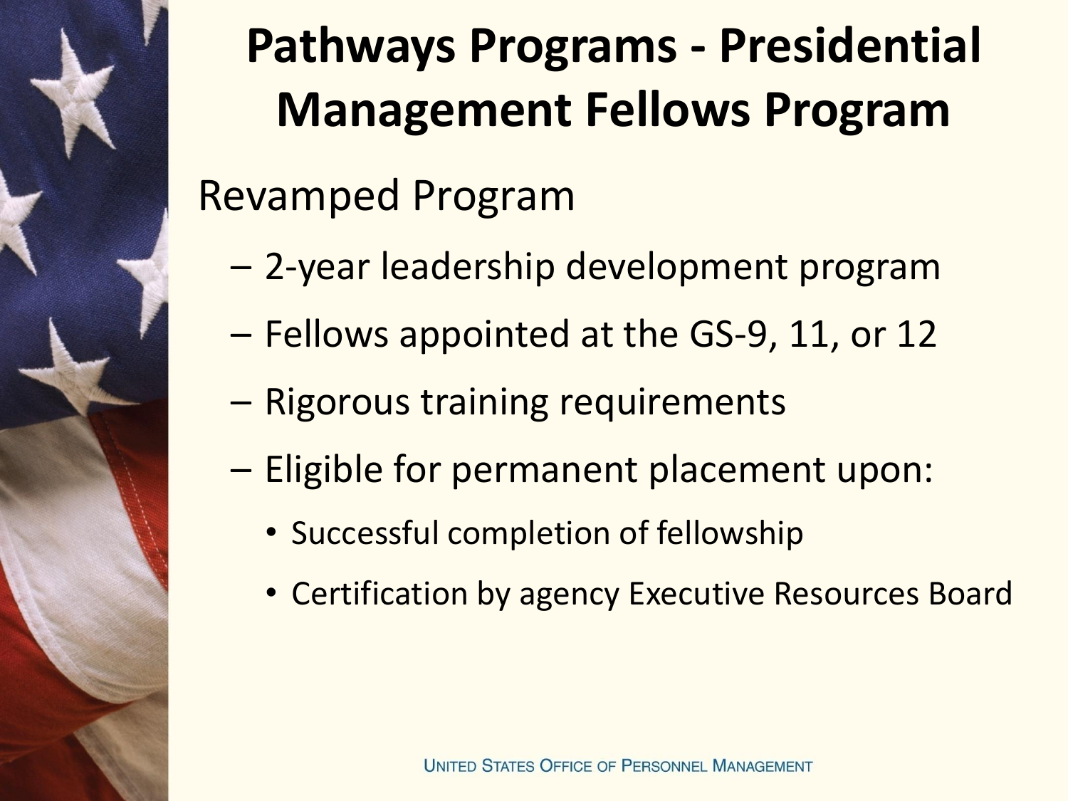# Pathways Programs - Presidential Management Fellows Program

Revamped Program

- 2-year leadership development program
- Fellows appointed at the GS-9, 11, or 12
- Rigorous training requirements
- Eligible for permanent placement upon:
  - Successful completion of fellowship
  - Certification by agency Executive Resources Board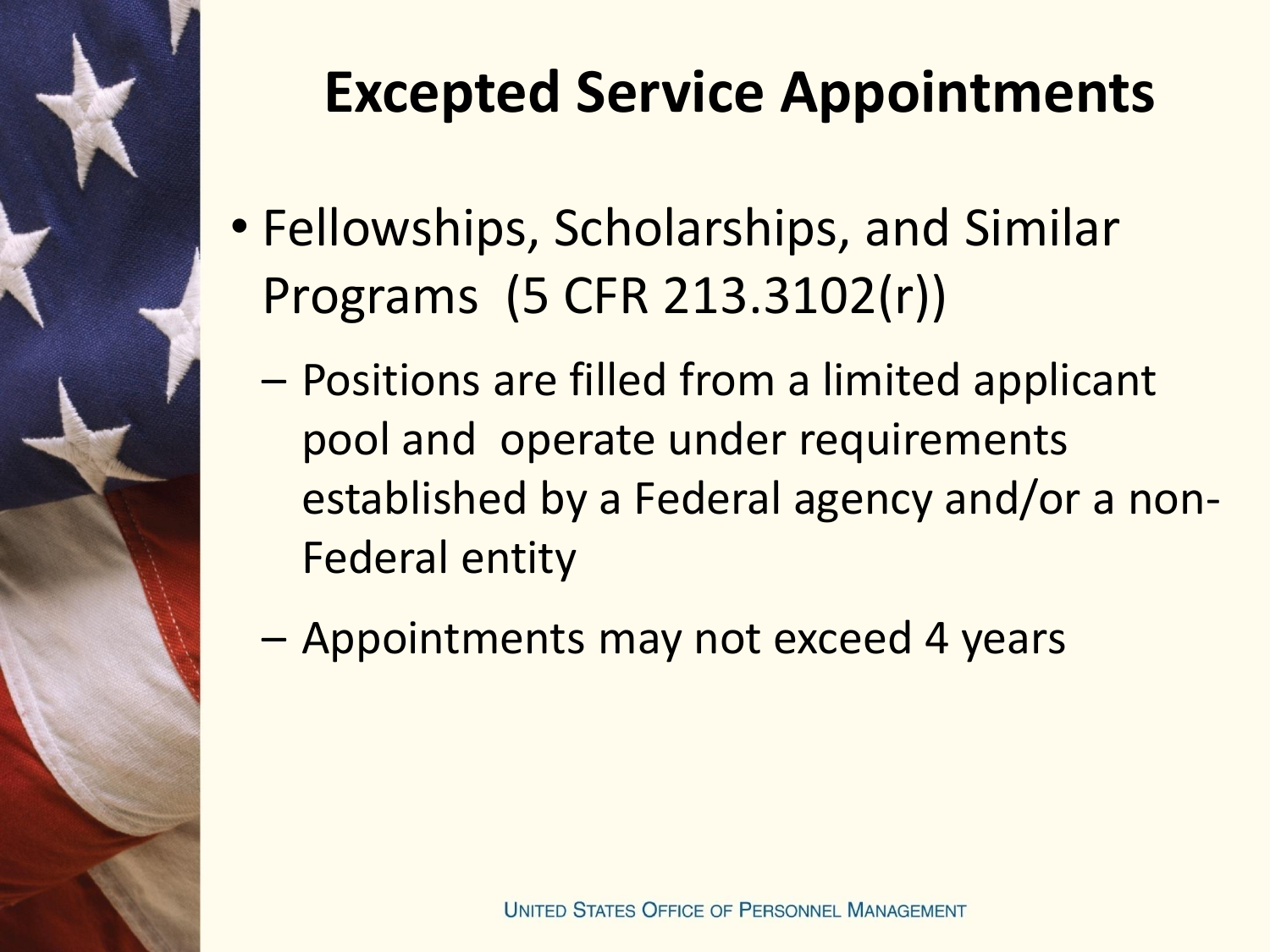# Excepted Service Appointments

- Fellowships, Scholarships, and Similar Programs (5 CFR 213.3102(r))
  - Positions are filled from a limited applicant pool and operate under requirements established by a Federal agency and/or a non-Federal entity
  - Appointments may not exceed 4 years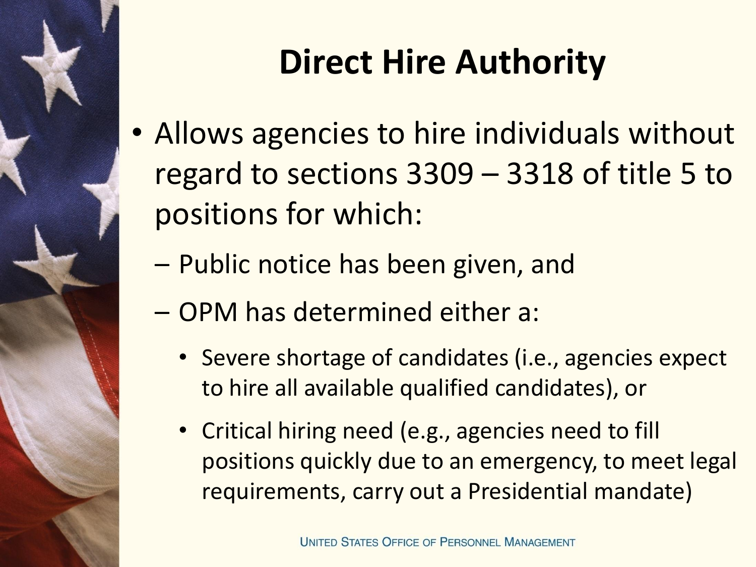# Direct Hire Authority

- Allows agencies to hire individuals without regard to sections 3309 – 3318 of title 5 to positions for which:
  - Public notice has been given, and
  - OPM has determined either a:
    - Severe shortage of candidates (i.e., agencies expect to hire all available qualified candidates), or
    - Critical hiring need (e.g., agencies need to fill positions quickly due to an emergency, to meet legal requirements, carry out a Presidential mandate)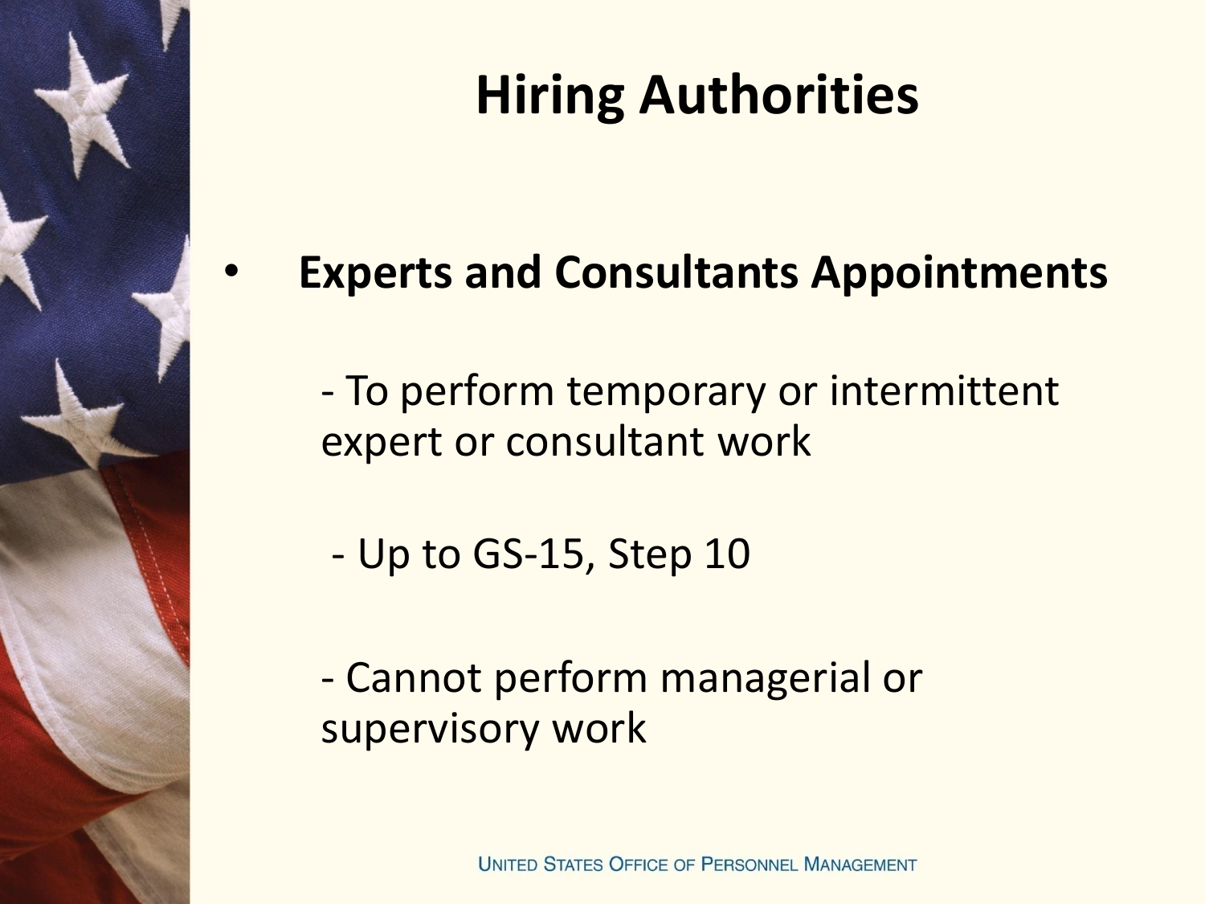# Hiring Authorities

- **Experts and Consultants Appointments**

  - To perform temporary or intermittent expert or consultant work

  - Up to GS-15, Step 10

  - Cannot perform managerial or supervisory work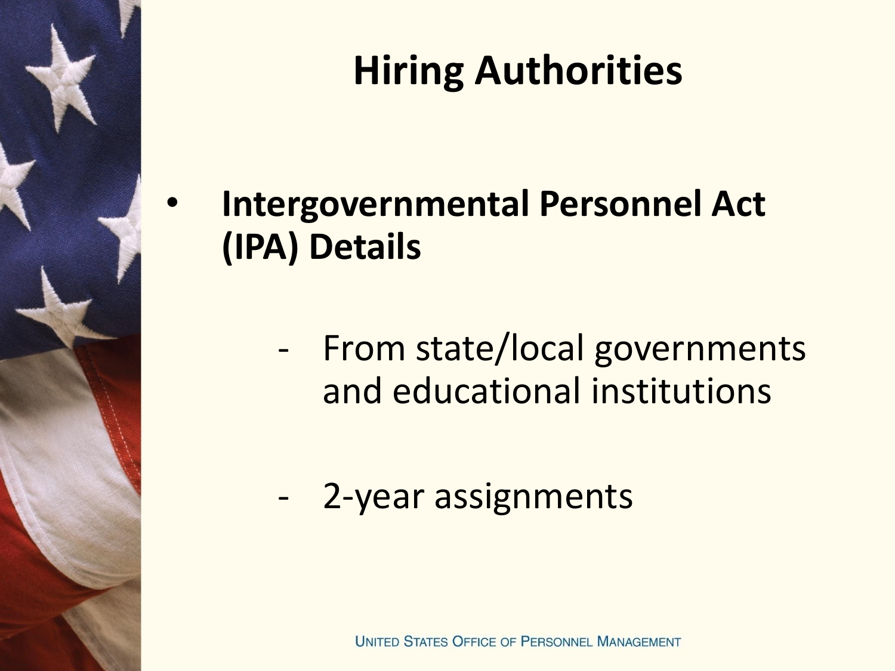# Hiring Authorities

- **Intergovernmental Personnel Act (IPA) Details**
  - From state/local governments and educational institutions
  - 2-year assignments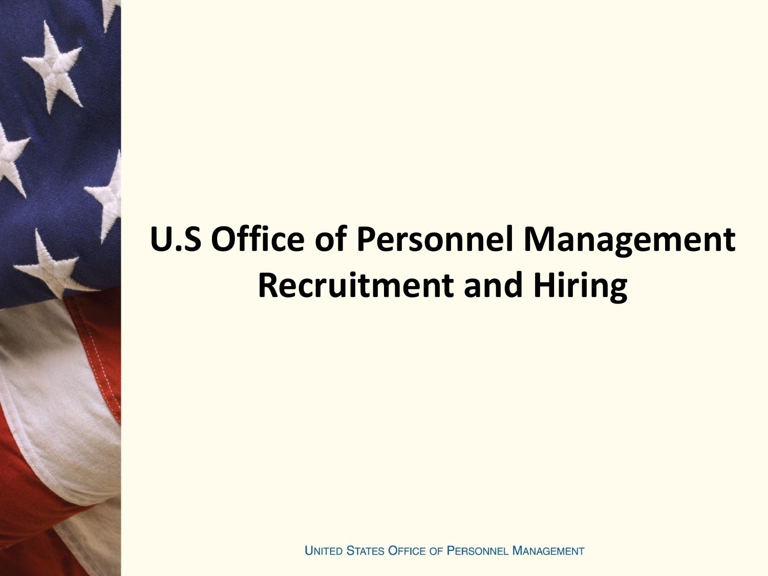# U.S Office of Personnel Management
# Recruitment and Hiring